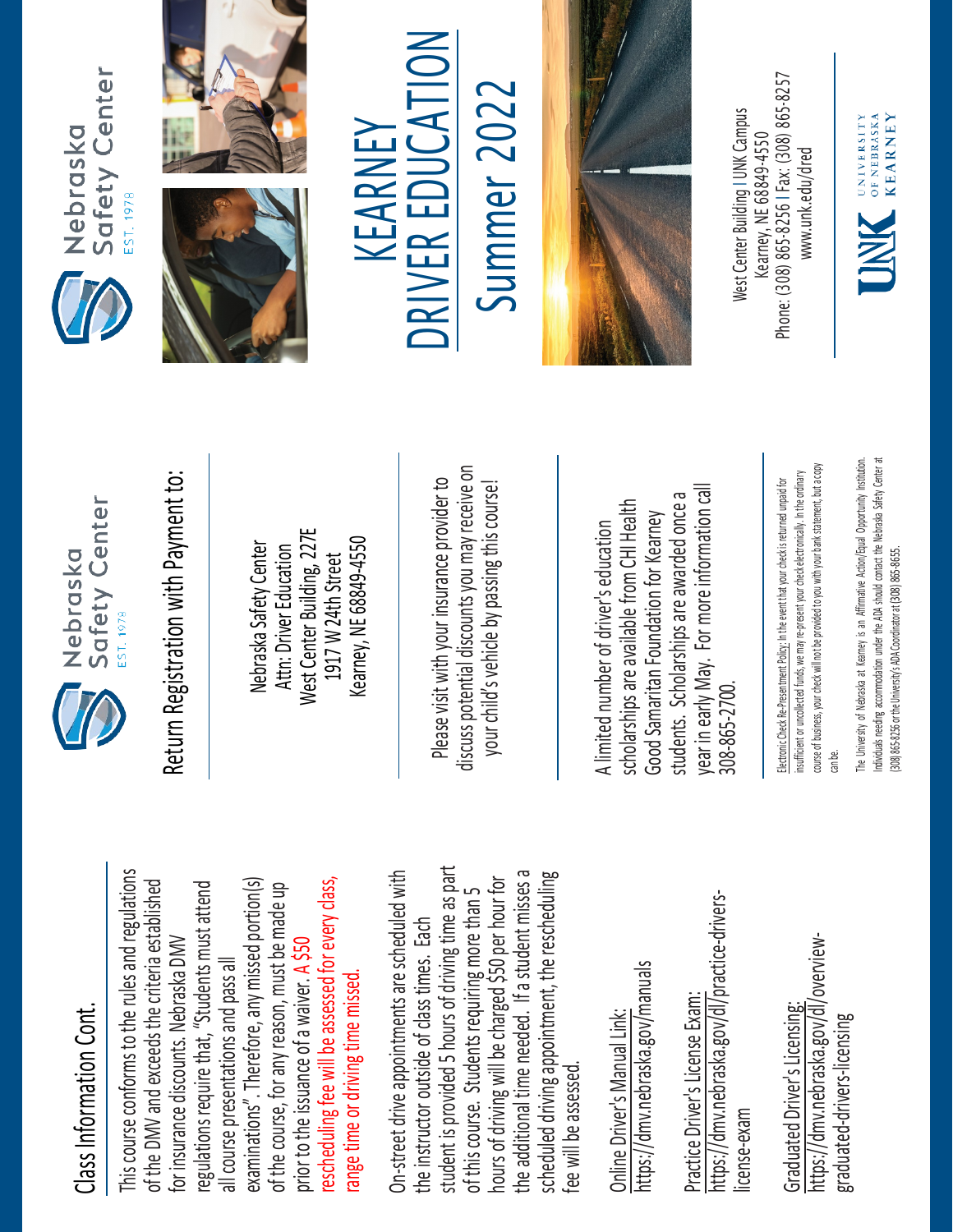## Class Information Cont.

This course conforms to the rules and regulations of the DMV and exceeds the criteria established for insurance discounts. Nebraska DMV regulations require that, "Students must attend all course presentations and pass all examinations". Therefore, any missed portion(s) of the course, for any reason, must be made up prior to the issuance of a waiver. A $50 rescheduling fee will be assessed for every class, range time or driving time missed.

On-street drive appointments are scheduled with the instructor outside of class times. Each student is provided 5 hours of driving time as part of this course. Students requiring more than 5 hours of driving will be charged $50 per hour for the additional time needed. If a student misses a scheduled driving appointment, the rescheduling fee will be assessed.

Online Driver's Manual Link:
https://dmv.nebraska.gov/manuals

Practice Driver's License Exam:
https://dmv.nebraska.gov/dl/practice-drivers-license-exam

Graduated Driver's Licensing:
https://dmv.nebraska.gov/dl/overview-graduated-drivers-licensing

Nebraska Safety Center
EST. 1978

## Return Registration with Payment to:

Nebraska Safety Center
Attn: Driver Education
West Center Building, 227E
1917 W 24th Street
Kearney, NE 68849-4550

Please visit with your insurance provider to discuss potential discounts you may receive on your child's vehicle by passing this course!

A limited number of driver's education scholarships are available from CHI Health Good Samaritan Foundation for Kearney students. Scholarships are awarded once a year in early May. For more information call 308-865-2700.

Electronic Check Re-Presentment Policy: In the event that your check is returned unpaid for insufficient or uncollected funds, we may re-present your check electronically. In the ordinary course of business, your check will not be provided to you with your bank statement, but a copy can be.

The University of Nebraska at Kearney is an Affirmative Action/Equal Opportunity Institution. Individuals needing accommodation under the ADA should contact the Nebraska Safety Center at (308) 865-8256 or the University's ADA Coordinator at (308) 865-8655.

Nebraska Safety Center
EST. 1978

# KEARNEY DRIVER EDUCATION

# Summer 2022

West Center Building | UNK Campus
Kearney, NE 68849-4550
Phone: (308) 865-8256 | Fax: (308) 865-8257
www.unk.edu/dred

UNK University of Nebraska Kearney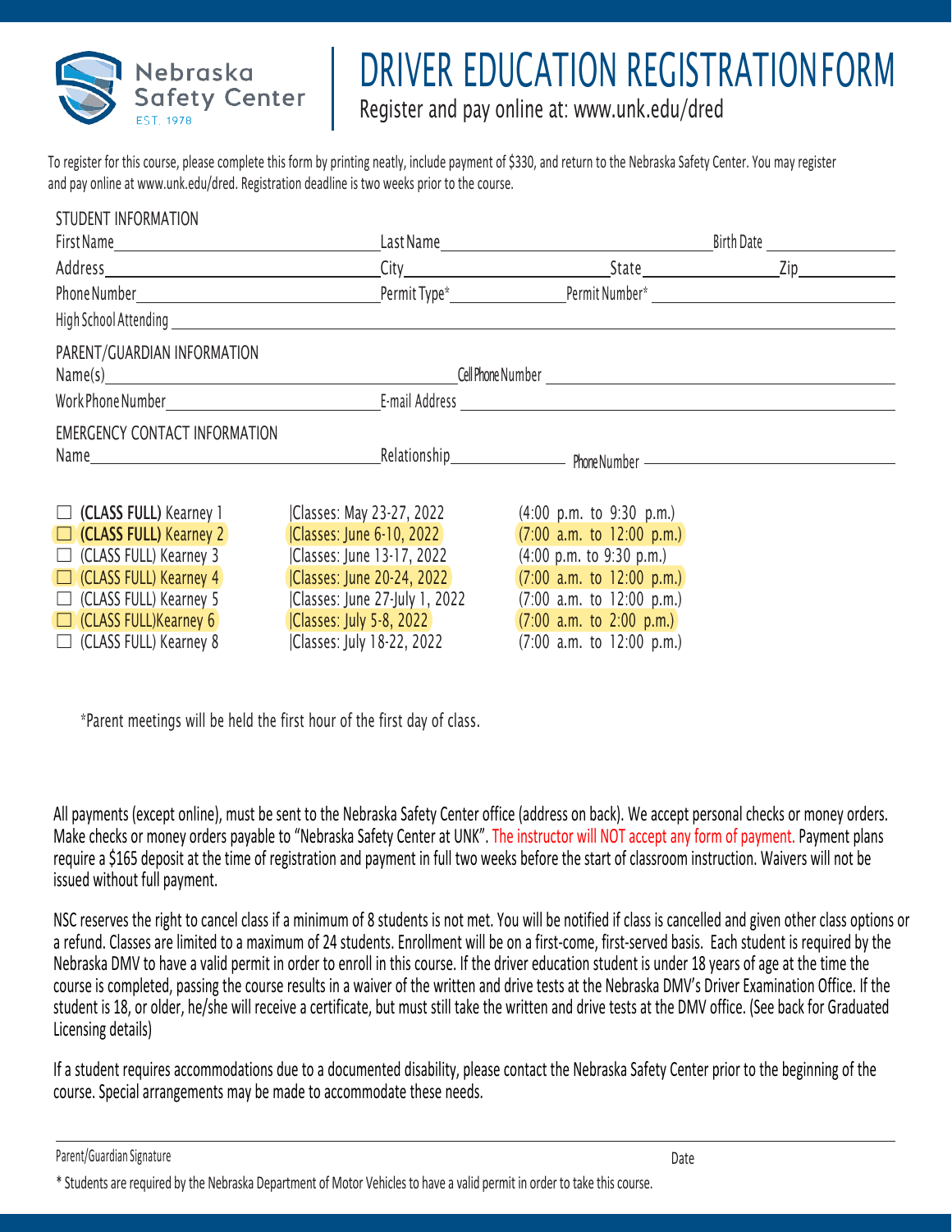Nebraska Safety Center
EST. 1978

# DRIVER EDUCATION REGISTRATION FORM

Register and pay online at: www.unk.edu/dred

To register for this course, please complete this form by printing neatly, include payment of $330, and return to the Nebraska Safety Center. You may register and pay online at www.unk.edu/dred. Registration deadline is two weeks prior to the course.

## STUDENT INFORMATION

First Name\_\_\_\_\_\_\_\_\_\_ Last Name\_\_\_\_\_\_\_\_\_\_ Birth Date\_\_\_\_\_\_\_\_\_\_

Address\_\_\_\_\_\_\_\_\_\_ City\_\_\_\_\_\_\_\_\_\_ State\_\_\_\_\_\_\_\_\_\_ Zip\_\_\_\_\_\_\_\_\_\_

Phone Number\_\_\_\_\_\_\_\_\_\_ Permit Type*\_\_\_\_\_\_\_\_\_\_ Permit Number*\_\_\_\_\_\_\_\_\_\_

High School Attending\_\_\_\_\_\_\_\_\_\_

## PARENT/GUARDIAN INFORMATION

Name(s)\_\_\_\_\_\_\_\_\_\_ Cell Phone Number\_\_\_\_\_\_\_\_\_\_

Work Phone Number\_\_\_\_\_\_\_\_\_\_ E-mail Address\_\_\_\_\_\_\_\_\_\_

## EMERGENCY CONTACT INFORMATION

Name\_\_\_\_\_\_\_\_\_\_ Relationship\_\_\_\_\_\_\_\_\_\_ Phone Number\_\_\_\_\_\_\_\_\_\_

| | | |
|---|---|---|
| ☐ **(CLASS FULL)** Kearney 1 | Classes: May 23-27, 2022 | (4:00 p.m. to 9:30 p.m.) |
| ☐ **(CLASS FULL)** Kearney 2 | Classes: June 6-10, 2022 | (7:00 a.m. to 12:00 p.m.) |
| ☐ (CLASS FULL) Kearney 3 | Classes: June 13-17, 2022 | (4:00 p.m. to 9:30 p.m.) |
| ☐ (CLASS FULL) Kearney 4 | Classes: June 20-24, 2022 | (7:00 a.m. to 12:00 p.m.) |
| ☐ (CLASS FULL) Kearney 5 | Classes: June 27-July 1, 2022 | (7:00 a.m. to 12:00 p.m.) |
| ☐ (CLASS FULL)Kearney 6 | Classes: July 5-8, 2022 | (7:00 a.m. to 2:00 p.m.) |
| ☐ (CLASS FULL) Kearney 8 | Classes: July 18-22, 2022 | (7:00 a.m. to 12:00 p.m.) |

*Parent meetings will be held the first hour of the first day of class.

All payments (except online), must be sent to the Nebraska Safety Center office (address on back). We accept personal checks or money orders. Make checks or money orders payable to "Nebraska Safety Center at UNK". The instructor will NOT accept any form of payment. Payment plans require a $165 deposit at the time of registration and payment in full two weeks before the start of classroom instruction. Waivers will not be issued without full payment.

NSC reserves the right to cancel class if a minimum of 8 students is not met. You will be notified if class is cancelled and given other class options or a refund. Classes are limited to a maximum of 24 students. Enrollment will be on a first-come, first-served basis. Each student is required by the Nebraska DMV to have a valid permit in order to enroll in this course. If the driver education student is under 18 years of age at the time the course is completed, passing the course results in a waiver of the written and drive tests at the Nebraska DMV's Driver Examination Office. If the student is 18, or older, he/she will receive a certificate, but must still take the written and drive tests at the DMV office. (See back for Graduated Licensing details)

If a student requires accommodations due to a documented disability, please contact the Nebraska Safety Center prior to the beginning of the course. Special arrangements may be made to accommodate these needs.

Parent/Guardian Signature\_\_\_\_\_\_\_\_\_\_ Date\_\_\_\_\_\_\_\_\_\_

\* Students are required by the Nebraska Department of Motor Vehicles to have a valid permit in order to take this course.